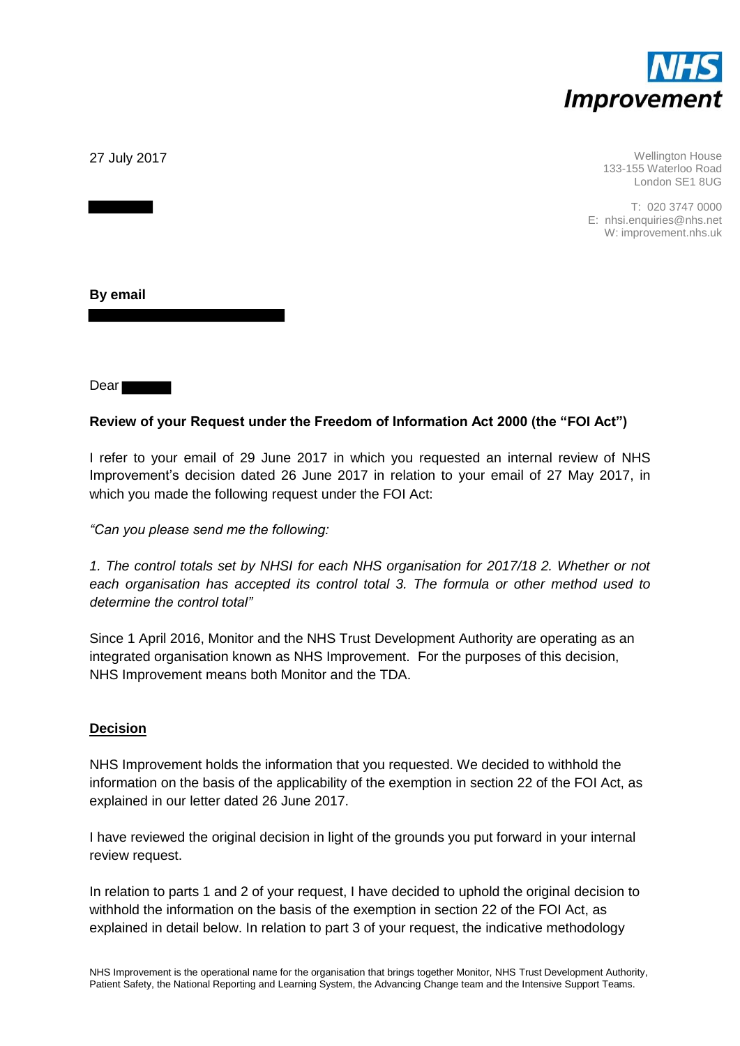**NHS Improvement**

27 July 2017

Wellington House
133-155 Waterloo Road
London SE1 8UG

T: 020 3747 0000
E: nhsi.enquiries@nhs.net
W: improvement.nhs.uk

**By email**

Dear

**Review of your Request under the Freedom of Information Act 2000 (the "FOI Act")**

I refer to your email of 29 June 2017 in which you requested an internal review of NHS Improvement's decision dated 26 June 2017 in relation to your email of 27 May 2017, in which you made the following request under the FOI Act:

*"Can you please send me the following:*

*1. The control totals set by NHSI for each NHS organisation for 2017/18 2. Whether or not each organisation has accepted its control total 3. The formula or other method used to determine the control total"*

Since 1 April 2016, Monitor and the NHS Trust Development Authority are operating as an integrated organisation known as NHS Improvement. For the purposes of this decision, NHS Improvement means both Monitor and the TDA.

## Decision

NHS Improvement holds the information that you requested. We decided to withhold the information on the basis of the applicability of the exemption in section 22 of the FOI Act, as explained in our letter dated 26 June 2017.

I have reviewed the original decision in light of the grounds you put forward in your internal review request.

In relation to parts 1 and 2 of your request, I have decided to uphold the original decision to withhold the information on the basis of the exemption in section 22 of the FOI Act, as explained in detail below. In relation to part 3 of your request, the indicative methodology

NHS Improvement is the operational name for the organisation that brings together Monitor, NHS Trust Development Authority, Patient Safety, the National Reporting and Learning System, the Advancing Change team and the Intensive Support Teams.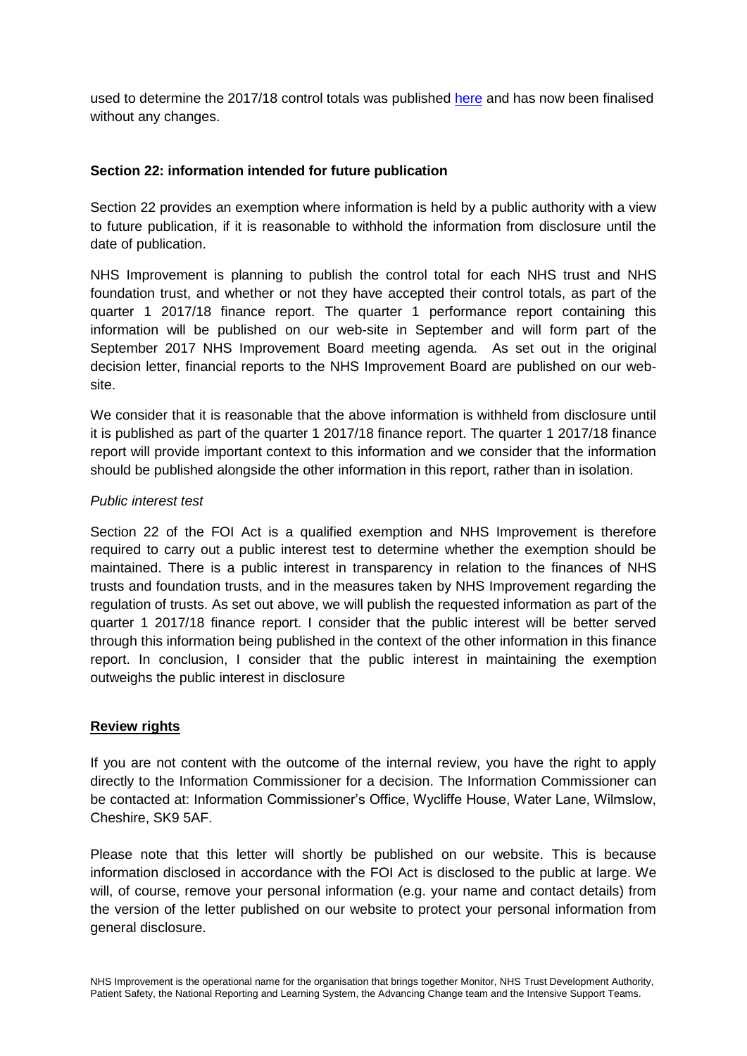used to determine the 2017/18 control totals was published [here](#) and has now been finalised without any changes.

**Section 22: information intended for future publication**

Section 22 provides an exemption where information is held by a public authority with a view to future publication, if it is reasonable to withhold the information from disclosure until the date of publication.

NHS Improvement is planning to publish the control total for each NHS trust and NHS foundation trust, and whether or not they have accepted their control totals, as part of the quarter 1 2017/18 finance report. The quarter 1 performance report containing this information will be published on our web-site in September and will form part of the September 2017 NHS Improvement Board meeting agenda. As set out in the original decision letter, financial reports to the NHS Improvement Board are published on our web-site.

We consider that it is reasonable that the above information is withheld from disclosure until it is published as part of the quarter 1 2017/18 finance report. The quarter 1 2017/18 finance report will provide important context to this information and we consider that the information should be published alongside the other information in this report, rather than in isolation.

*Public interest test*

Section 22 of the FOI Act is a qualified exemption and NHS Improvement is therefore required to carry out a public interest test to determine whether the exemption should be maintained. There is a public interest in transparency in relation to the finances of NHS trusts and foundation trusts, and in the measures taken by NHS Improvement regarding the regulation of trusts. As set out above, we will publish the requested information as part of the quarter 1 2017/18 finance report. I consider that the public interest will be better served through this information being published in the context of the other information in this finance report. In conclusion, I consider that the public interest in maintaining the exemption outweighs the public interest in disclosure

**Review rights**

If you are not content with the outcome of the internal review, you have the right to apply directly to the Information Commissioner for a decision. The Information Commissioner can be contacted at: Information Commissioner's Office, Wycliffe House, Water Lane, Wilmslow, Cheshire, SK9 5AF.

Please note that this letter will shortly be published on our website. This is because information disclosed in accordance with the FOI Act is disclosed to the public at large. We will, of course, remove your personal information (e.g. your name and contact details) from the version of the letter published on our website to protect your personal information from general disclosure.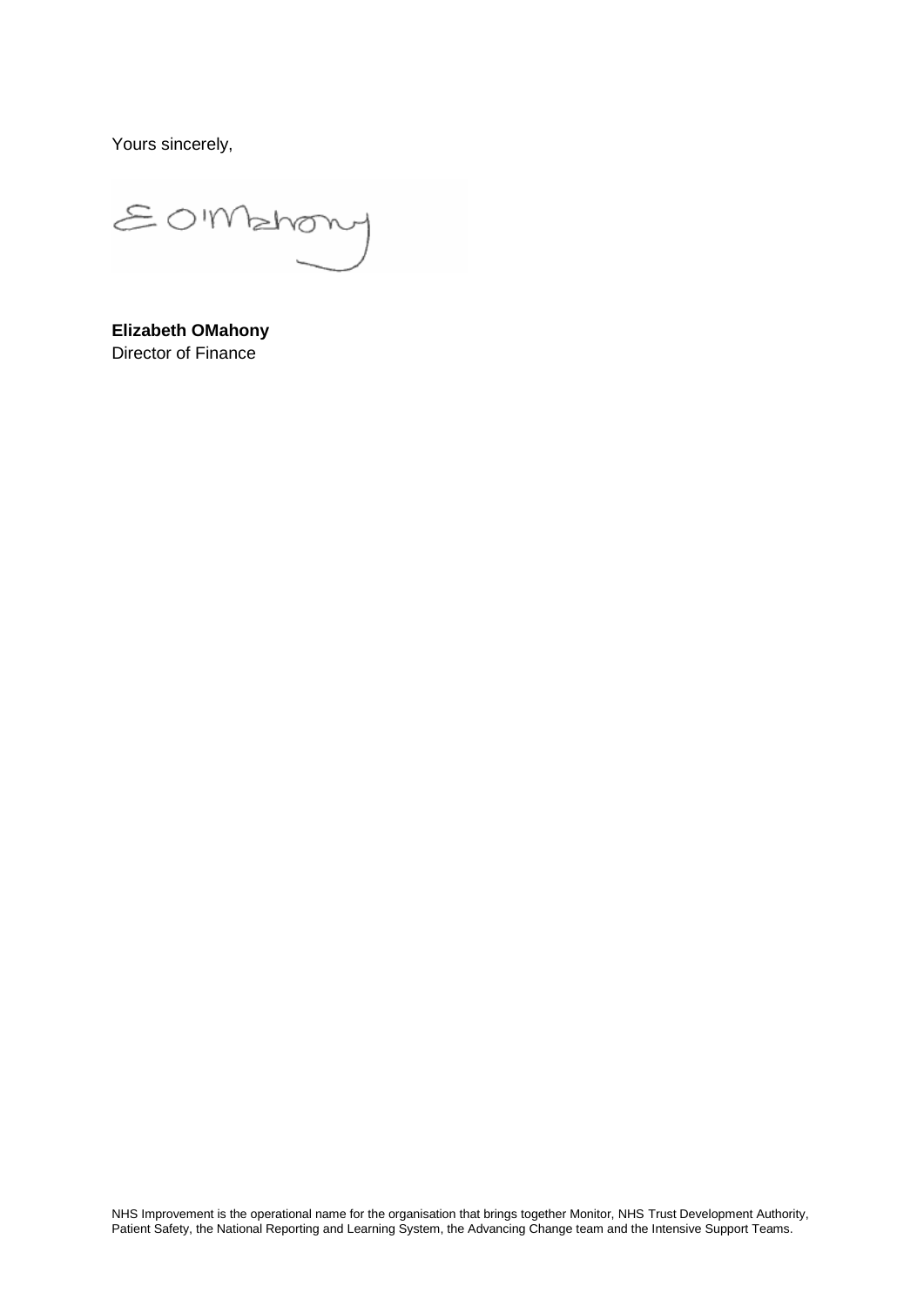Yours sincerely,

**Elizabeth OMahony**
Director of Finance